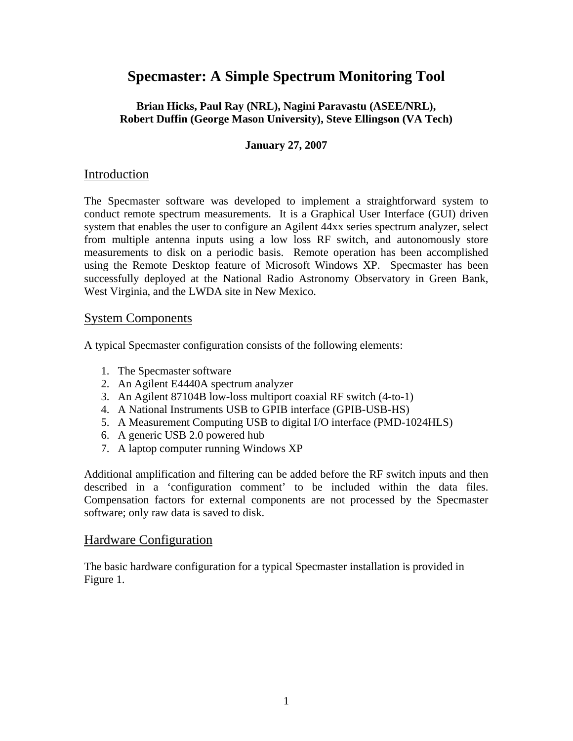# Specmaster: A Simple Spectrum Monitoring Tool

**Brian Hicks, Paul Ray (NRL), Nagini Paravastu (ASEE/NRL),**
**Robert Duffin (George Mason University), Steve Ellingson (VA Tech)**

**January 27, 2007**

## Introduction

The Specmaster software was developed to implement a straightforward system to conduct remote spectrum measurements. It is a Graphical User Interface (GUI) driven system that enables the user to configure an Agilent 44xx series spectrum analyzer, select from multiple antenna inputs using a low loss RF switch, and autonomously store measurements to disk on a periodic basis. Remote operation has been accomplished using the Remote Desktop feature of Microsoft Windows XP. Specmaster has been successfully deployed at the National Radio Astronomy Observatory in Green Bank, West Virginia, and the LWDA site in New Mexico.

## System Components

A typical Specmaster configuration consists of the following elements:

1. The Specmaster software
2. An Agilent E4440A spectrum analyzer
3. An Agilent 87104B low-loss multiport coaxial RF switch (4-to-1)
4. A National Instruments USB to GPIB interface (GPIB-USB-HS)
5. A Measurement Computing USB to digital I/O interface (PMD-1024HLS)
6. A generic USB 2.0 powered hub
7. A laptop computer running Windows XP

Additional amplification and filtering can be added before the RF switch inputs and then described in a 'configuration comment' to be included within the data files. Compensation factors for external components are not processed by the Specmaster software; only raw data is saved to disk.

## Hardware Configuration

The basic hardware configuration for a typical Specmaster installation is provided in Figure 1.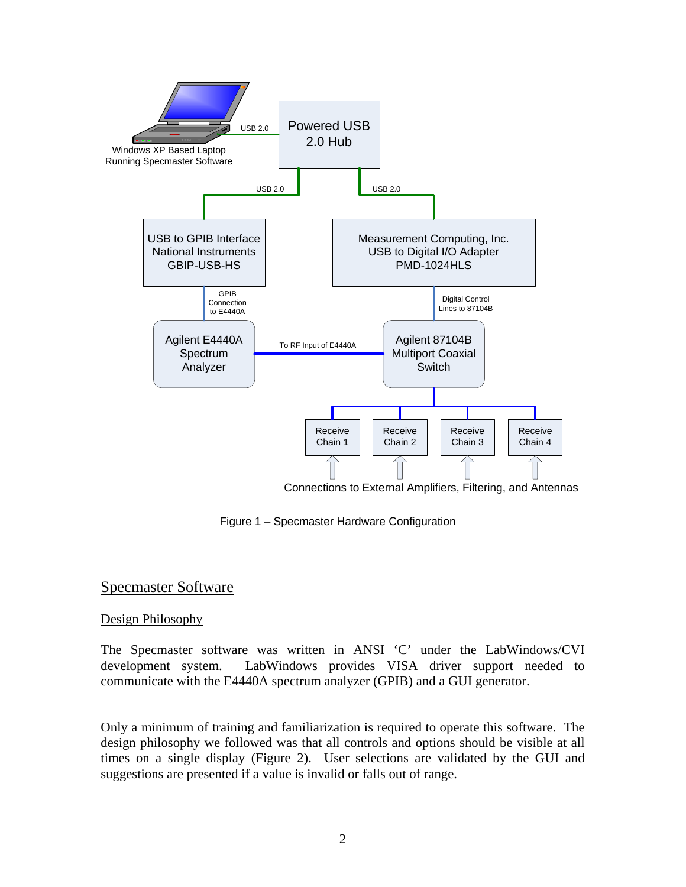Figure 1 – Specmaster Hardware Configuration

## Specmaster Software

### Design Philosophy

The Specmaster software was written in ANSI ‘C’ under the LabWindows/CVI development system. LabWindows provides VISA driver support needed to communicate with the E4440A spectrum analyzer (GPIB) and a GUI generator.

Only a minimum of training and familiarization is required to operate this software. The design philosophy we followed was that all controls and options should be visible at all times on a single display (Figure 2). User selections are validated by the GUI and suggestions are presented if a value is invalid or falls out of range.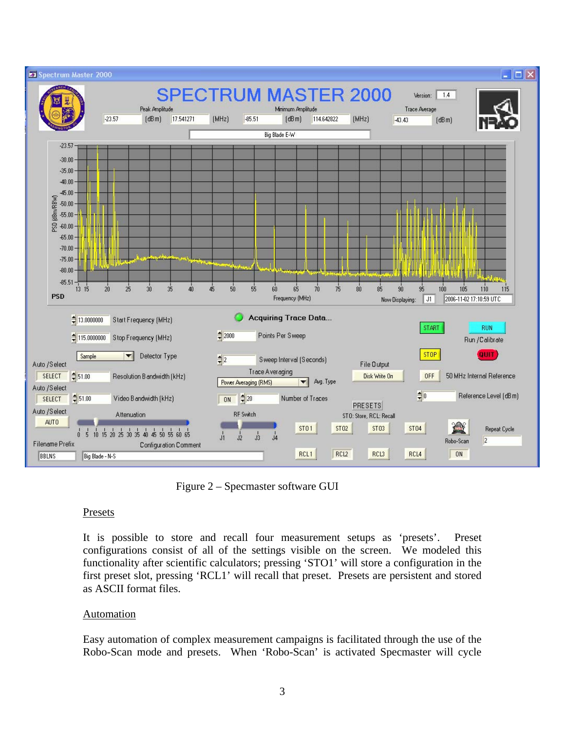Figure 2 – Specmaster software GUI

## Presets

It is possible to store and recall four measurement setups as 'presets'. Preset configurations consist of all of the settings visible on the screen. We modeled this functionality after scientific calculators; pressing 'STO1' will store a configuration in the first preset slot, pressing 'RCL1' will recall that preset. Presets are persistent and stored as ASCII format files.

## Automation

Easy automation of complex measurement campaigns is facilitated through the use of the Robo-Scan mode and presets. When 'Robo-Scan' is activated Specmaster will cycle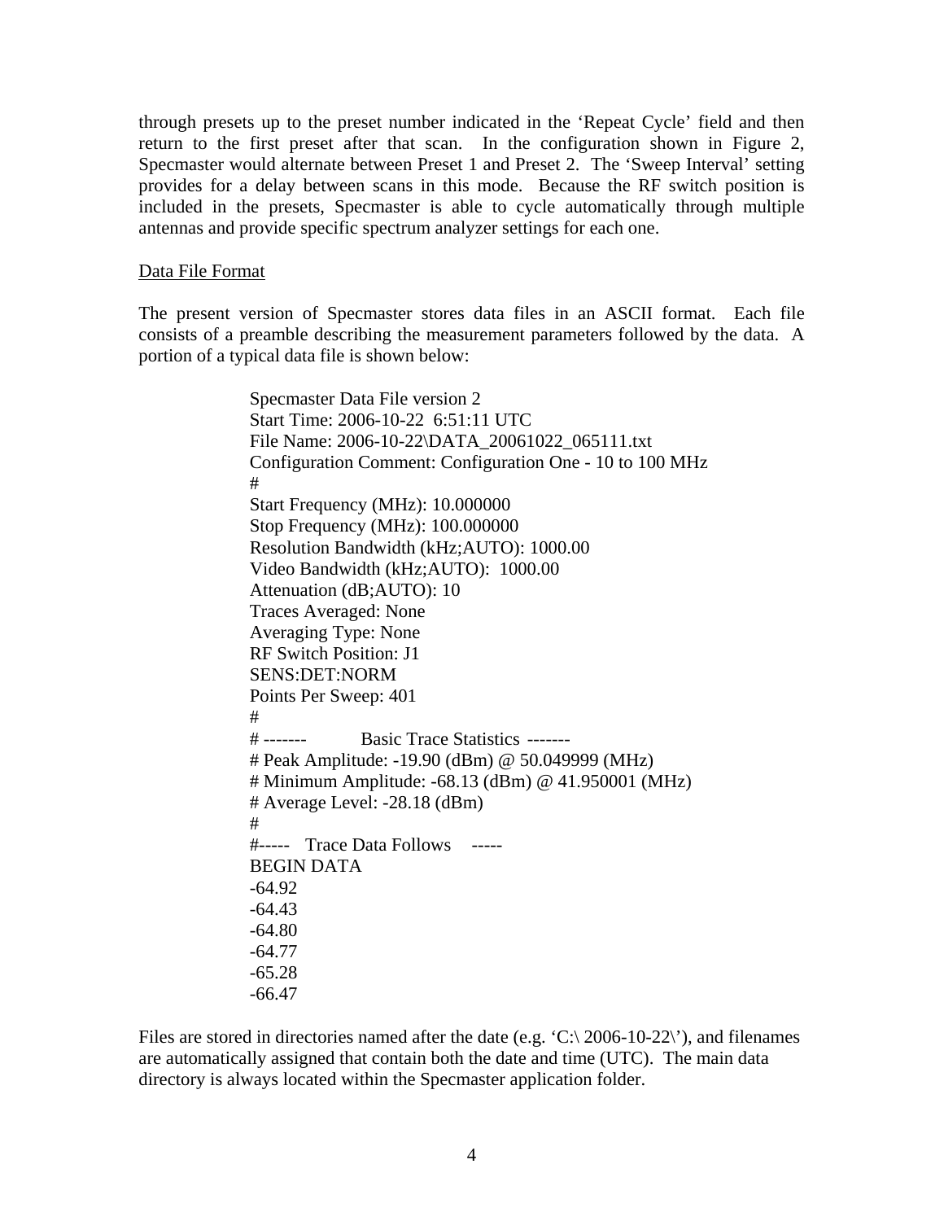through presets up to the preset number indicated in the 'Repeat Cycle' field and then return to the first preset after that scan. In the configuration shown in Figure 2, Specmaster would alternate between Preset 1 and Preset 2. The 'Sweep Interval' setting provides for a delay between scans in this mode. Because the RF switch position is included in the presets, Specmaster is able to cycle automatically through multiple antennas and provide specific spectrum analyzer settings for each one.

## Data File Format

The present version of Specmaster stores data files in an ASCII format. Each file consists of a preamble describing the measurement parameters followed by the data. A portion of a typical data file is shown below:

```
Specmaster Data File version 2
Start Time: 2006-10-22  6:51:11 UTC
File Name: 2006-10-22\DATA_20061022_065111.txt
Configuration Comment: Configuration One - 10 to 100 MHz
#
Start Frequency (MHz): 10.000000
Stop Frequency (MHz): 100.000000
Resolution Bandwidth (kHz;AUTO): 1000.00
Video Bandwidth (kHz;AUTO):  1000.00
Attenuation (dB;AUTO): 10
Traces Averaged: None
Averaging Type: None
RF Switch Position: J1
SENS:DET:NORM
Points Per Sweep: 401
#
# -------       Basic Trace Statistics  -------
# Peak Amplitude: -19.90 (dBm) @ 50.049999 (MHz)
# Minimum Amplitude: -68.13 (dBm) @ 41.950001 (MHz)
# Average Level: -28.18 (dBm)
#
#-----   Trace Data Follows    -----
BEGIN DATA
-64.92
-64.43
-64.80
-64.77
-65.28
-66.47
```

Files are stored in directories named after the date (e.g. 'C:\ 2006-10-22\'), and filenames are automatically assigned that contain both the date and time (UTC). The main data directory is always located within the Specmaster application folder.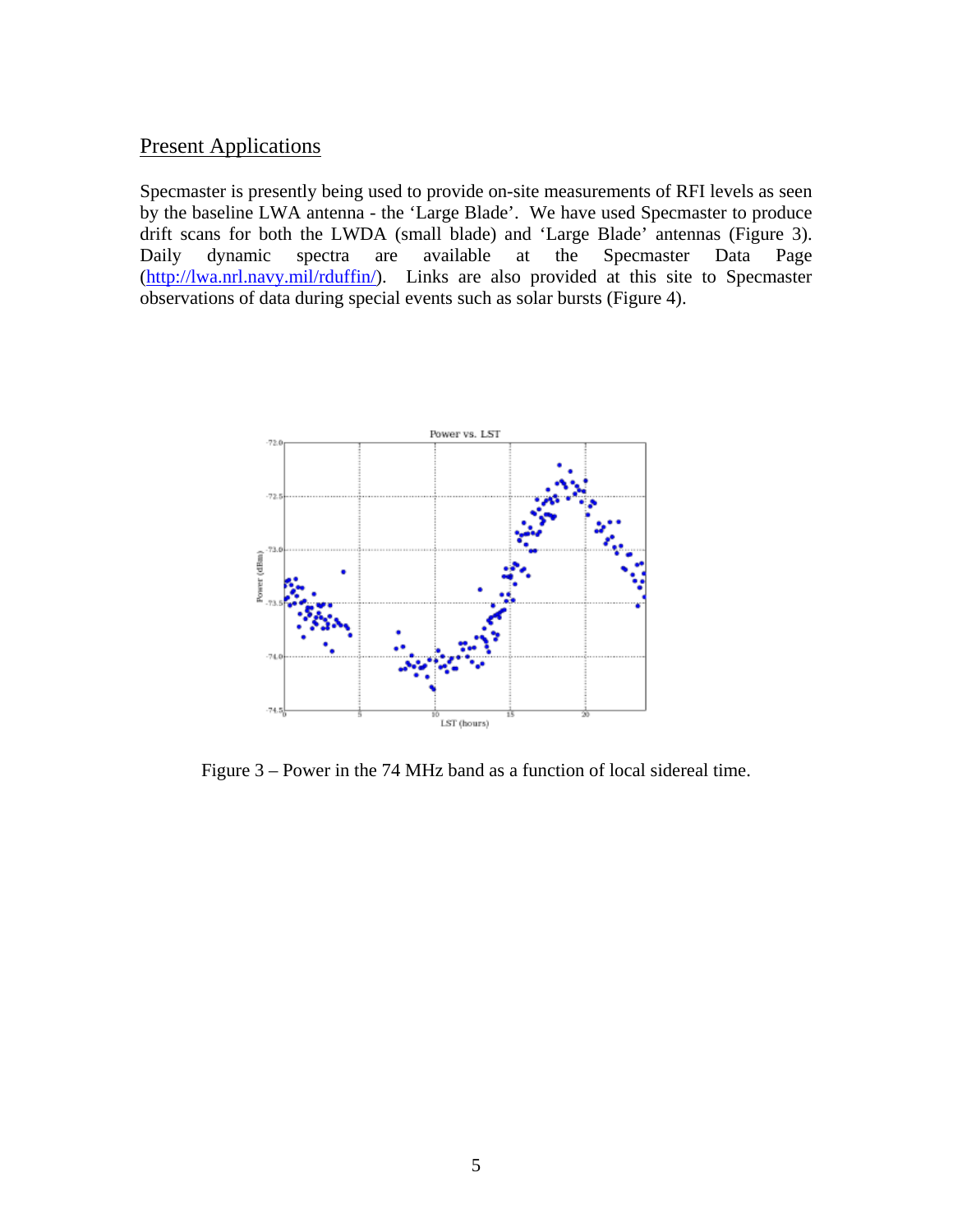## Present Applications

Specmaster is presently being used to provide on-site measurements of RFI levels as seen by the baseline LWA antenna - the 'Large Blade'. We have used Specmaster to produce drift scans for both the LWDA (small blade) and 'Large Blade' antennas (Figure 3). Daily dynamic spectra are available at the Specmaster Data Page (http://lwa.nrl.navy.mil/rduffin/). Links are also provided at this site to Specmaster observations of data during special events such as solar bursts (Figure 4).

Figure 3 – Power in the 74 MHz band as a function of local sidereal time.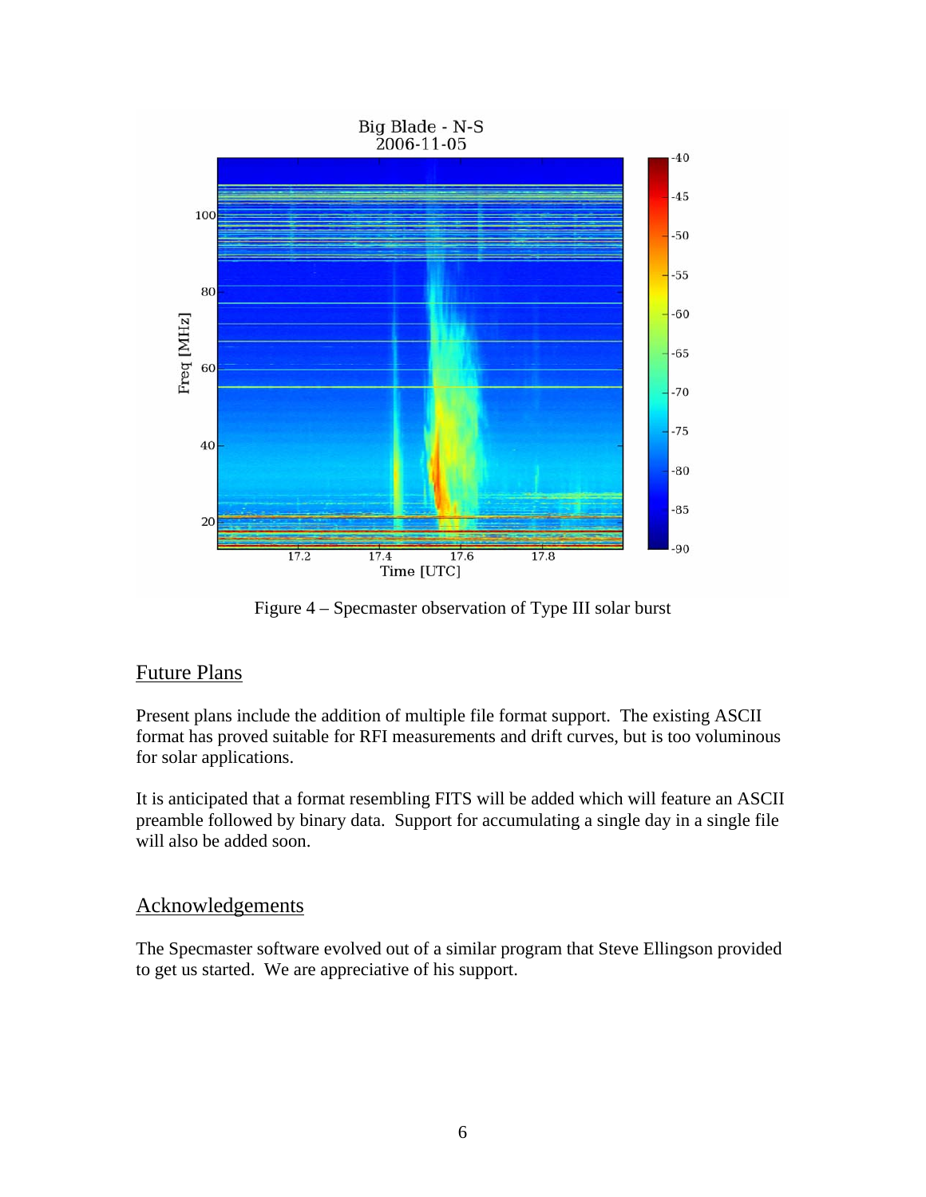Big Blade - N-S
2006-11-05

Freq [MHz]
100
80
60
40
20

Time [UTC]
17.2
17.4
17.6
17.8

-40
-45
-50
-55
-60
-65
-70
-75
-80
-85
-90

Figure 4 – Specmaster observation of Type III solar burst

## Future Plans

Present plans include the addition of multiple file format support. The existing ASCII format has proved suitable for RFI measurements and drift curves, but is too voluminous for solar applications.

It is anticipated that a format resembling FITS will be added which will feature an ASCII preamble followed by binary data. Support for accumulating a single day in a single file will also be added soon.

## Acknowledgements

The Specmaster software evolved out of a similar program that Steve Ellingson provided to get us started. We are appreciative of his support.